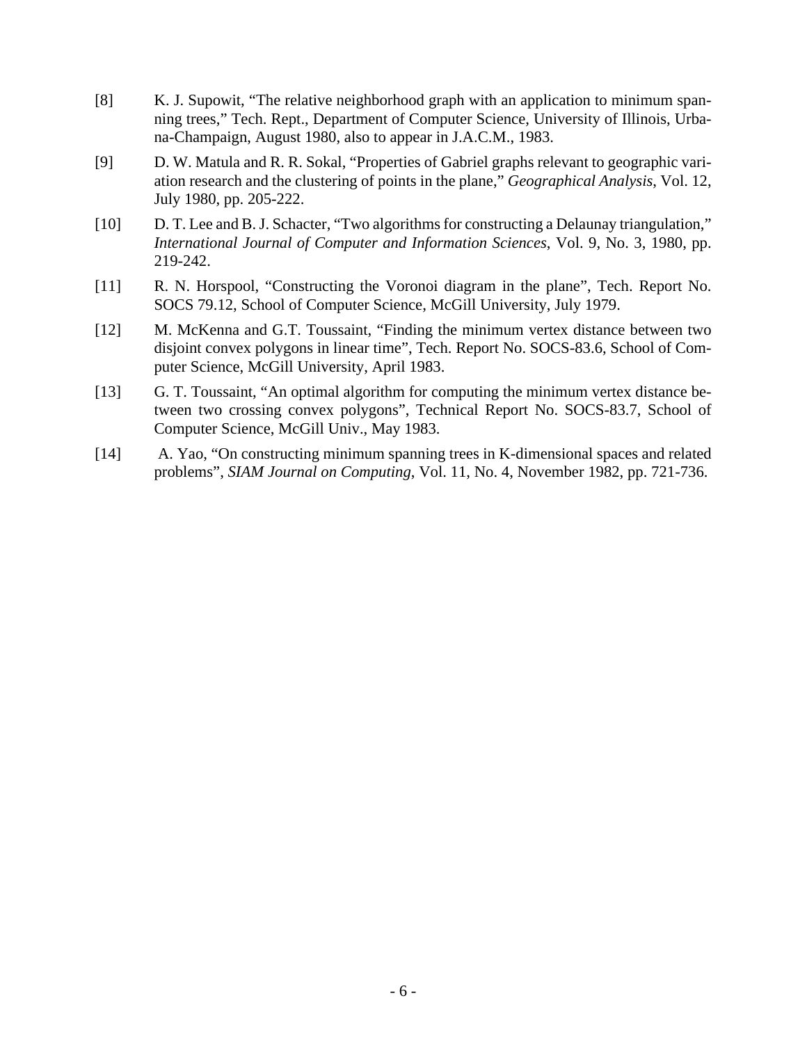[8] K. J. Supowit, "The relative neighborhood graph with an application to minimum spanning trees," Tech. Rept., Department of Computer Science, University of Illinois, Urbana-Champaign, August 1980, also to appear in J.A.C.M., 1983.

[9] D. W. Matula and R. R. Sokal, "Properties of Gabriel graphs relevant to geographic variation research and the clustering of points in the plane," *Geographical Analysis*, Vol. 12, July 1980, pp. 205-222.

[10] D. T. Lee and B. J. Schacter, "Two algorithms for constructing a Delaunay triangulation," *International Journal of Computer and Information Sciences*, Vol. 9, No. 3, 1980, pp. 219-242.

[11] R. N. Horspool, "Constructing the Voronoi diagram in the plane", Tech. Report No. SOCS 79.12, School of Computer Science, McGill University, July 1979.

[12] M. McKenna and G.T. Toussaint, "Finding the minimum vertex distance between two disjoint convex polygons in linear time", Tech. Report No. SOCS-83.6, School of Computer Science, McGill University, April 1983.

[13] G. T. Toussaint, "An optimal algorithm for computing the minimum vertex distance between two crossing convex polygons", Technical Report No. SOCS-83.7, School of Computer Science, McGill Univ., May 1983.

[14] A. Yao, "On constructing minimum spanning trees in K-dimensional spaces and related problems", *SIAM Journal on Computing*, Vol. 11, No. 4, November 1982, pp. 721-736.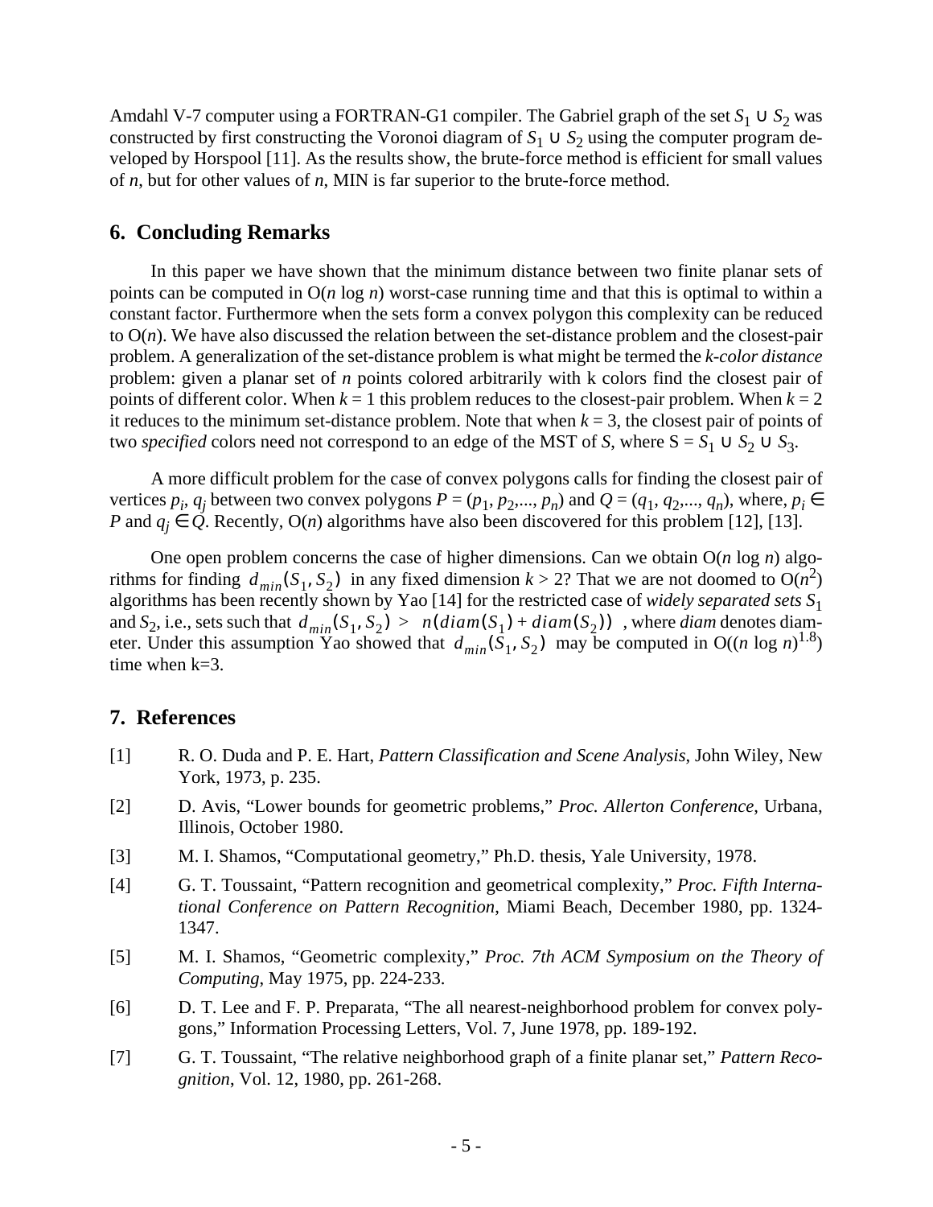Amdahl V-7 computer using a FORTRAN-G1 compiler. The Gabriel graph of the set $S_1 \cup S_2$ was constructed by first constructing the Voronoi diagram of $S_1 \cup S_2$ using the computer program developed by Horspool [11]. As the results show, the brute-force method is efficient for small values of $n$, but for other values of $n$, MIN is far superior to the brute-force method.

## 6. Concluding Remarks

In this paper we have shown that the minimum distance between two finite planar sets of points can be computed in O($n$ log $n$) worst-case running time and that this is optimal to within a constant factor. Furthermore when the sets form a convex polygon this complexity can be reduced to O($n$). We have also discussed the relation between the set-distance problem and the closest-pair problem. A generalization of the set-distance problem is what might be termed the *k-color distance* problem: given a planar set of $n$ points colored arbitrarily with k colors find the closest pair of points of different color. When $k = 1$ this problem reduces to the closest-pair problem. When $k = 2$ it reduces to the minimum set-distance problem. Note that when $k = 3$, the closest pair of points of two *specified* colors need not correspond to an edge of the MST of $S$, where $S = S_1 \cup S_2 \cup S_3$.

A more difficult problem for the case of convex polygons calls for finding the closest pair of vertices $p_i$, $q_j$ between two convex polygons $P = (p_1, p_2,..., p_n)$ and $Q = (q_1, q_2,..., q_n)$, where, $p_i \in P$ and $q_j \in Q$. Recently, O($n$) algorithms have also been discovered for this problem [12], [13].

One open problem concerns the case of higher dimensions. Can we obtain O($n$ log $n$) algorithms for finding $d_{min}(S_1, S_2)$ in any fixed dimension $k > 2$? That we are not doomed to O($n^2$) algorithms has been recently shown by Yao [14] for the restricted case of *widely separated sets* $S_1$ and $S_2$, i.e., sets such that $d_{min}(S_1, S_2) > n(diam(S_1) + diam(S_2))$, where *diam* denotes diameter. Under this assumption Yao showed that $d_{min}(S_1, S_2)$ may be computed in O($(n \log n)^{1.8}$) time when k=3.

## 7. References

[1] R. O. Duda and P. E. Hart, *Pattern Classification and Scene Analysis*, John Wiley, New York, 1973, p. 235.

[2] D. Avis, "Lower bounds for geometric problems," *Proc. Allerton Conference*, Urbana, Illinois, October 1980.

[3] M. I. Shamos, "Computational geometry," Ph.D. thesis, Yale University, 1978.

[4] G. T. Toussaint, "Pattern recognition and geometrical complexity," *Proc. Fifth International Conference on Pattern Recognition*, Miami Beach, December 1980, pp. 1324-1347.

[5] M. I. Shamos, "Geometric complexity," *Proc. 7th ACM Symposium on the Theory of Computing*, May 1975, pp. 224-233.

[6] D. T. Lee and F. P. Preparata, "The all nearest-neighborhood problem for convex polygons," Information Processing Letters, Vol. 7, June 1978, pp. 189-192.

[7] G. T. Toussaint, "The relative neighborhood graph of a finite planar set," *Pattern Recognition*, Vol. 12, 1980, pp. 261-268.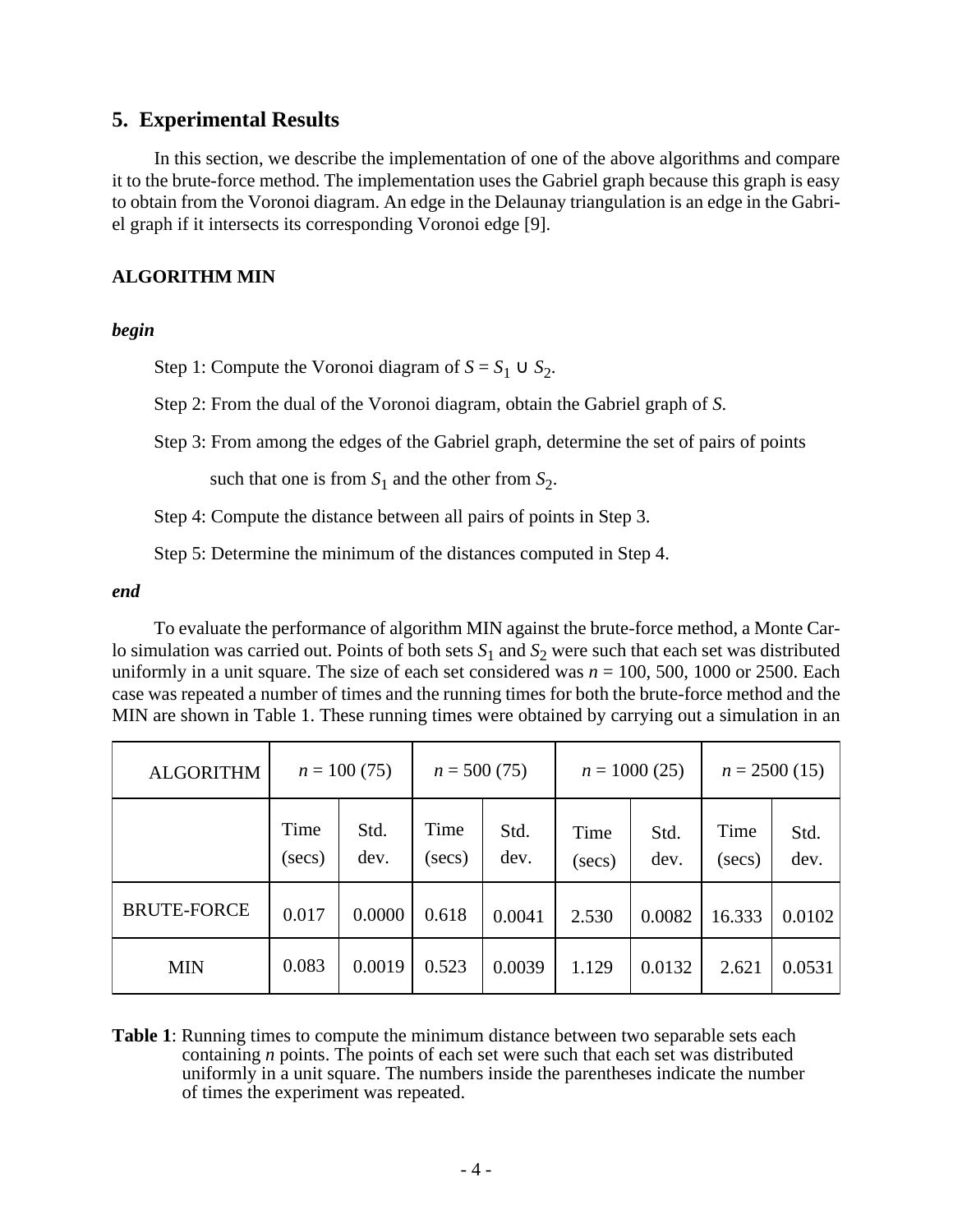## 5. Experimental Results

In this section, we describe the implementation of one of the above algorithms and compare it to the brute-force method. The implementation uses the Gabriel graph because this graph is easy to obtain from the Voronoi diagram. An edge in the Delaunay triangulation is an edge in the Gabriel graph if it intersects its corresponding Voronoi edge [9].

**ALGORITHM MIN**

***begin***

Step 1: Compute the Voronoi diagram of $S = S_1 \cup S_2$.

Step 2: From the dual of the Voronoi diagram, obtain the Gabriel graph of $S$.

Step 3: From among the edges of the Gabriel graph, determine the set of pairs of points such that one is from $S_1$ and the other from $S_2$.

Step 4: Compute the distance between all pairs of points in Step 3.

Step 5: Determine the minimum of the distances computed in Step 4.

***end***

To evaluate the performance of algorithm MIN against the brute-force method, a Monte Carlo simulation was carried out. Points of both sets $S_1$ and $S_2$ were such that each set was distributed uniformly in a unit square. The size of each set considered was $n$ = 100, 500, 1000 or 2500. Each case was repeated a number of times and the running times for both the brute-force method and the MIN are shown in Table 1. These running times were obtained by carrying out a simulation in an

| ALGORITHM | $n$ = 100 (75) | | $n$ = 500 (75) | | $n$ = 1000 (25) | | $n$ = 2500 (15) | |
|---|---|---|---|---|---|---|---|---|
| | Time (secs) | Std. dev. | Time (secs) | Std. dev. | Time (secs) | Std. dev. | Time (secs) | Std. dev. |
| BRUTE-FORCE | 0.017 | 0.0000 | 0.618 | 0.0041 | 2.530 | 0.0082 | 16.333 | 0.0102 |
| MIN | 0.083 | 0.0019 | 0.523 | 0.0039 | 1.129 | 0.0132 | 2.621 | 0.0531 |

**Table 1**: Running times to compute the minimum distance between two separable sets each containing $n$ points. The points of each set were such that each set was distributed uniformly in a unit square. The numbers inside the parentheses indicate the number of times the experiment was repeated.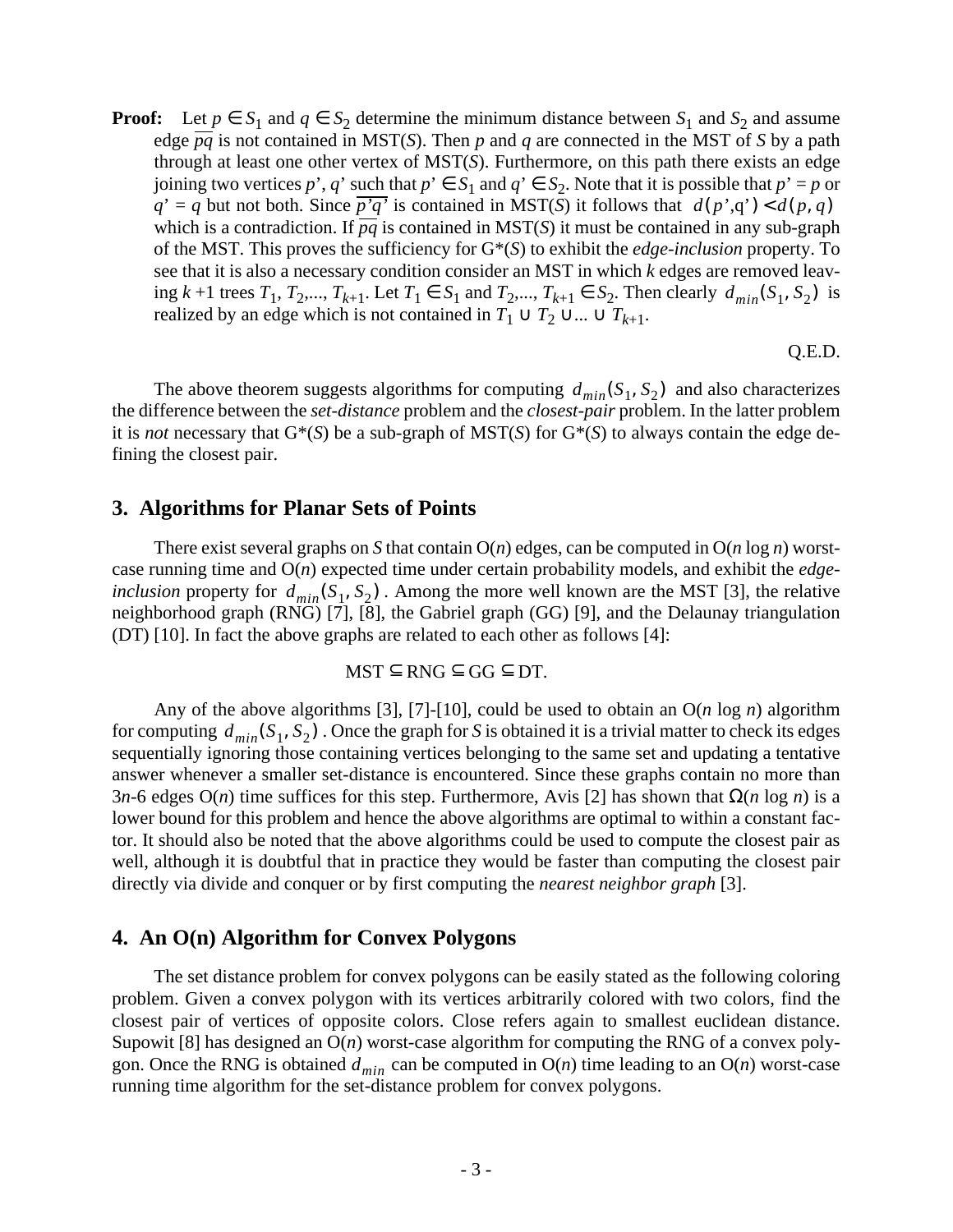**Proof:** Let $p \in S_1$ and $q \in S_2$ determine the minimum distance between $S_1$ and $S_2$ and assume edge $\overline{pq}$ is not contained in MST($S$). Then $p$ and $q$ are connected in the MST of $S$ by a path through at least one other vertex of MST($S$). Furthermore, on this path there exists an edge joining two vertices $p'$, $q'$ such that $p' \in S_1$ and $q' \in S_2$. Note that it is possible that $p' = p$ or $q' = q$ but not both. Since $\overline{p'q'}$ is contained in MST($S$) it follows that $d(p',q') < d(p, q)$ which is a contradiction. If $\overline{pq}$ is contained in MST($S$) it must be contained in any sub-graph of the MST. This proves the sufficiency for G*($S$) to exhibit the *edge-inclusion* property. To see that it is also a necessary condition consider an MST in which $k$ edges are removed leaving $k$ +1 trees $T_1, T_2,..., T_{k+1}$. Let $T_1 \in S_1$ and $T_2,..., T_{k+1} \in S_2$. Then clearly $d_{min}(S_1, S_2)$ is realized by an edge which is not contained in $T_1 \cup T_2 \cup ... \cup T_{k+1}$.

Q.E.D.

The above theorem suggests algorithms for computing $d_{min}(S_1, S_2)$ and also characterizes the difference between the *set-distance* problem and the *closest-pair* problem. In the latter problem it is *not* necessary that G*($S$) be a sub-graph of MST($S$) for G*($S$) to always contain the edge defining the closest pair.

## 3. Algorithms for Planar Sets of Points

There exist several graphs on $S$ that contain O($n$) edges, can be computed in O($n$ log $n$) worst-case running time and O($n$) expected time under certain probability models, and exhibit the *edge-inclusion* property for $d_{min}(S_1, S_2)$. Among the more well known are the MST [3], the relative neighborhood graph (RNG) [7], [8], the Gabriel graph (GG) [9], and the Delaunay triangulation (DT) [10]. In fact the above graphs are related to each other as follows [4]:

$$\text{MST} \subseteq \text{RNG} \subseteq \text{GG} \subseteq \text{DT}.$$

Any of the above algorithms [3], [7]-[10], could be used to obtain an O($n$ log $n$) algorithm for computing $d_{min}(S_1, S_2)$. Once the graph for $S$ is obtained it is a trivial matter to check its edges sequentially ignoring those containing vertices belonging to the same set and updating a tentative answer whenever a smaller set-distance is encountered. Since these graphs contain no more than $3n$-6 edges O($n$) time suffices for this step. Furthermore, Avis [2] has shown that $\Omega$($n$ log $n$) is a lower bound for this problem and hence the above algorithms are optimal to within a constant factor. It should also be noted that the above algorithms could be used to compute the closest pair as well, although it is doubtful that in practice they would be faster than computing the closest pair directly via divide and conquer or by first computing the *nearest neighbor graph* [3].

## 4. An O(n) Algorithm for Convex Polygons

The set distance problem for convex polygons can be easily stated as the following coloring problem. Given a convex polygon with its vertices arbitrarily colored with two colors, find the closest pair of vertices of opposite colors. Close refers again to smallest euclidean distance. Supowit [8] has designed an O($n$) worst-case algorithm for computing the RNG of a convex polygon. Once the RNG is obtained $d_{min}$ can be computed in O($n$) time leading to an O($n$) worst-case running time algorithm for the set-distance problem for convex polygons.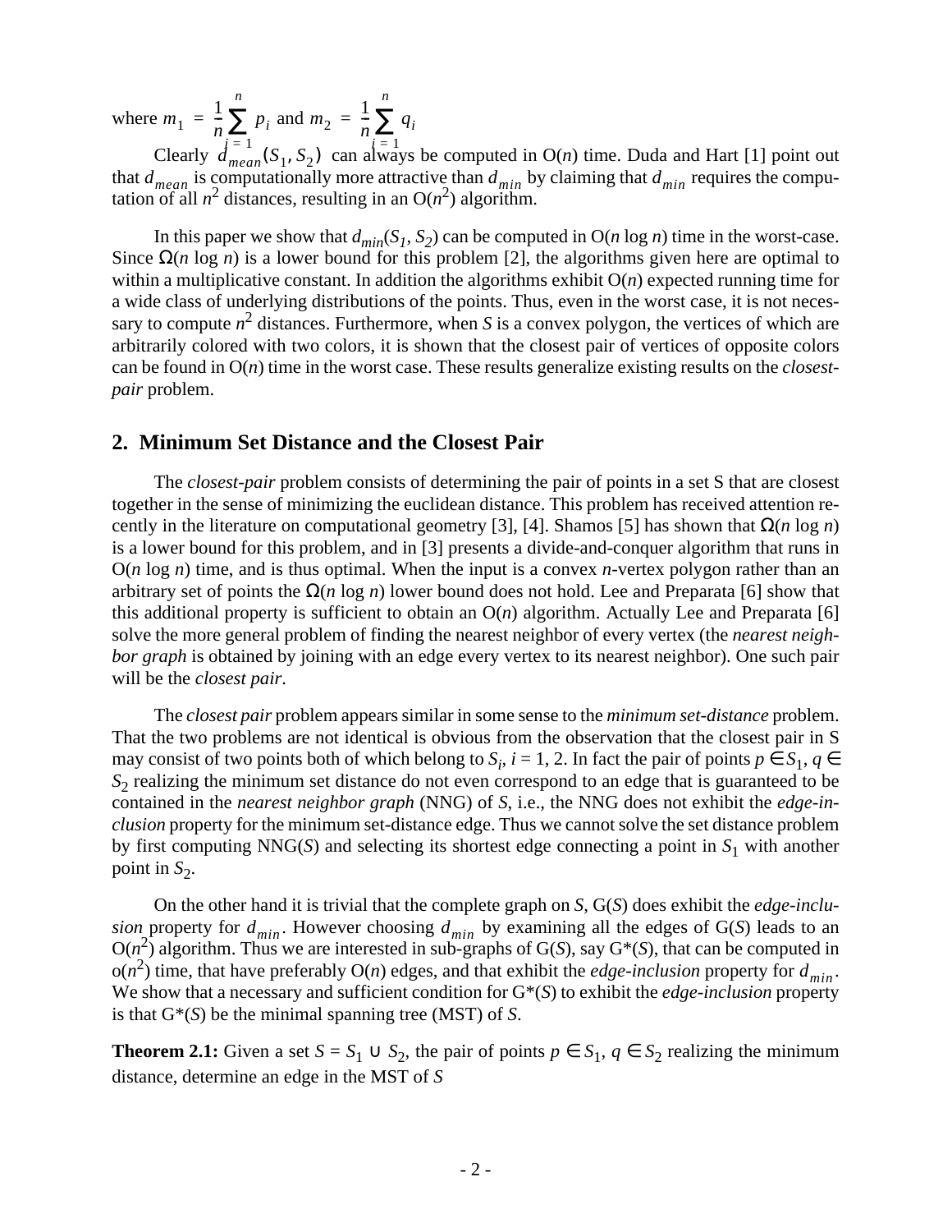where $m_1 = \frac{1}{n}\sum_{i=1}^{n} p_i$ and $m_2 = \frac{1}{n}\sum_{i=1}^{n} q_i$

Clearly $d_{mean}(S_1, S_2)$ can always be computed in O($n$) time. Duda and Hart [1] point out that $d_{mean}$ is computationally more attractive than $d_{min}$ by claiming that $d_{min}$ requires the computation of all $n^2$ distances, resulting in an O($n^2$) algorithm.

In this paper we show that $d_{min}(S_1, S_2)$ can be computed in O($n$ log $n$) time in the worst-case. Since Ω($n$ log $n$) is a lower bound for this problem [2], the algorithms given here are optimal to within a multiplicative constant. In addition the algorithms exhibit O($n$) expected running time for a wide class of underlying distributions of the points. Thus, even in the worst case, it is not necessary to compute $n^2$ distances. Furthermore, when $S$ is a convex polygon, the vertices of which are arbitrarily colored with two colors, it is shown that the closest pair of vertices of opposite colors can be found in O($n$) time in the worst case. These results generalize existing results on the *closest-pair* problem.

## 2. Minimum Set Distance and the Closest Pair

The *closest-pair* problem consists of determining the pair of points in a set S that are closest together in the sense of minimizing the euclidean distance. This problem has received attention recently in the literature on computational geometry [3], [4]. Shamos [5] has shown that Ω($n$ log $n$) is a lower bound for this problem, and in [3] presents a divide-and-conquer algorithm that runs in O($n$ log $n$) time, and is thus optimal. When the input is a convex $n$-vertex polygon rather than an arbitrary set of points the Ω($n$ log $n$) lower bound does not hold. Lee and Preparata [6] show that this additional property is sufficient to obtain an O($n$) algorithm. Actually Lee and Preparata [6] solve the more general problem of finding the nearest neighbor of every vertex (the *nearest neighbor graph* is obtained by joining with an edge every vertex to its nearest neighbor). One such pair will be the *closest pair*.

The *closest pair* problem appears similar in some sense to the *minimum set-distance* problem. That the two problems are not identical is obvious from the observation that the closest pair in S may consist of two points both of which belong to $S_i$, $i$ = 1, 2. In fact the pair of points $p \in S_1$, $q \in S_2$ realizing the minimum set distance do not even correspond to an edge that is guaranteed to be contained in the *nearest neighbor graph* (NNG) of $S$, i.e., the NNG does not exhibit the *edge-inclusion* property for the minimum set-distance edge. Thus we cannot solve the set distance problem by first computing NNG($S$) and selecting its shortest edge connecting a point in $S_1$ with another point in $S_2$.

On the other hand it is trivial that the complete graph on $S$, G($S$) does exhibit the *edge-inclusion* property for $d_{min}$. However choosing $d_{min}$ by examining all the edges of G($S$) leads to an O($n^2$) algorithm. Thus we are interested in sub-graphs of G($S$), say G*($S$), that can be computed in o($n^2$) time, that have preferably O($n$) edges, and that exhibit the *edge-inclusion* property for $d_{min}$. We show that a necessary and sufficient condition for G*($S$) to exhibit the *edge-inclusion* property is that G*($S$) be the minimal spanning tree (MST) of $S$.

**Theorem 2.1:** Given a set $S = S_1 \cup S_2$, the pair of points $p \in S_1$, $q \in S_2$ realizing the minimum distance, determine an edge in the MST of $S$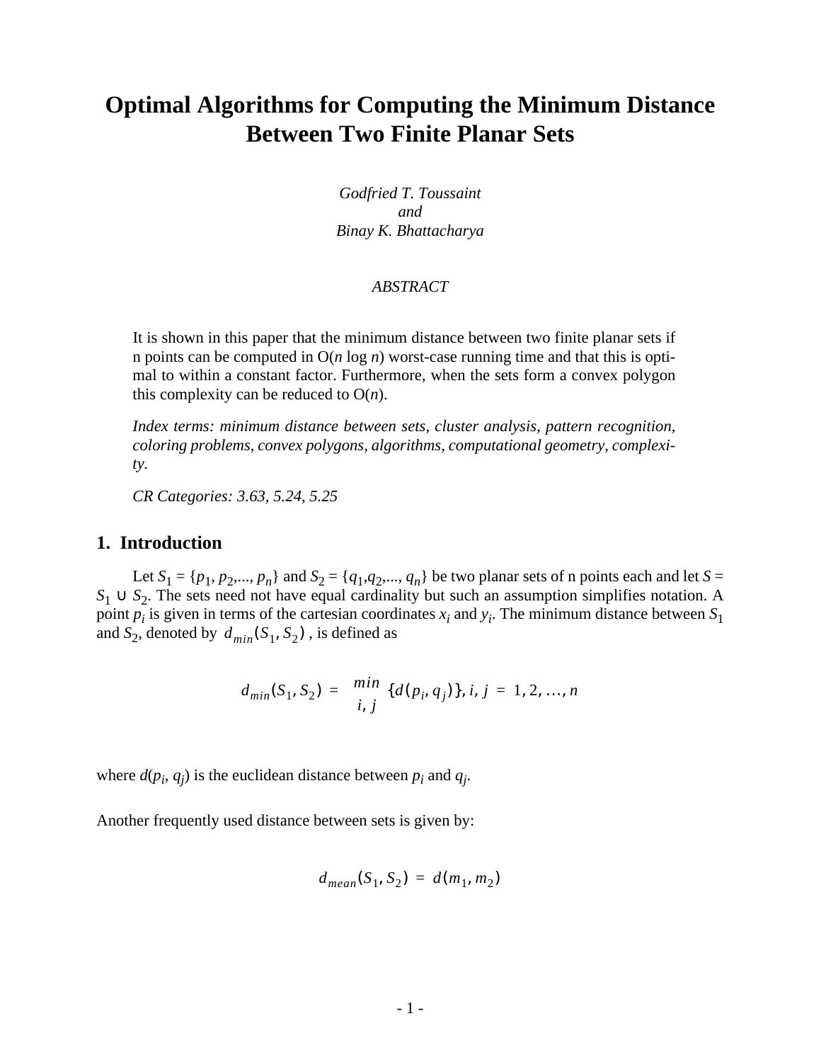# Optimal Algorithms for Computing the Minimum Distance Between Two Finite Planar Sets

*Godfried T. Toussaint*
*and*
*Binay K. Bhattacharya*

*ABSTRACT*

It is shown in this paper that the minimum distance between two finite planar sets if n points can be computed in O($n$ log $n$) worst-case running time and that this is optimal to within a constant factor. Furthermore, when the sets form a convex polygon this complexity can be reduced to O($n$).

*Index terms: minimum distance between sets, cluster analysis, pattern recognition, coloring problems, convex polygons, algorithms, computational geometry, complexity.*

*CR Categories: 3.63, 5.24, 5.25*

## 1. Introduction

Let $S_1 = \{p_1, p_2, ..., p_n\}$ and $S_2 = \{q_1, q_2, ..., q_n\}$ be two planar sets of n points each and let $S = S_1 \cup S_2$. The sets need not have equal cardinality but such an assumption simplifies notation. A point $p_i$ is given in terms of the cartesian coordinates $x_i$ and $y_i$. The minimum distance between $S_1$ and $S_2$, denoted by $d_{min}(S_1, S_2)$, is defined as

$$d_{min}(S_1, S_2) = \min_{i,\, j} \{d(p_i, q_j)\}, i, j = 1, 2, \ldots, n$$

where $d(p_i, q_j)$ is the euclidean distance between $p_i$ and $q_j$.

Another frequently used distance between sets is given by:

$$d_{mean}(S_1, S_2) = d(m_1, m_2)$$